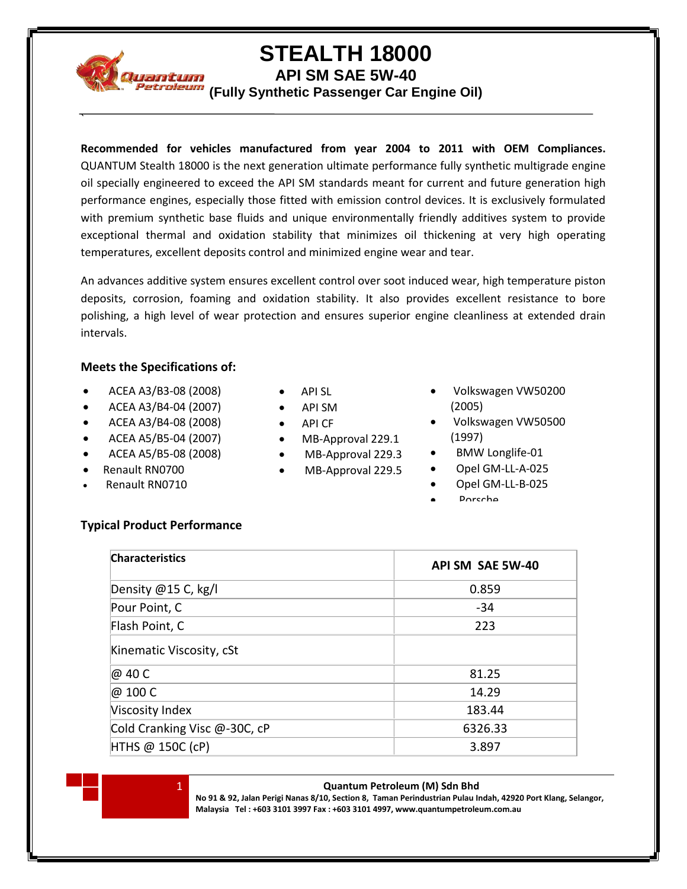# STEALTH 18000

## API SM SAE 5W-40

### (Fully Synthetic Passenger Car Engine Oil)

**Recommended for vehicles manufactured from year 2004 to 2011 with OEM Compliances.** QUANTUM Stealth 18000 is the next generation ultimate performance fully synthetic multigrade engine oil specially engineered to exceed the API SM standards meant for current and future generation high performance engines, especially those fitted with emission control devices. It is exclusively formulated with premium synthetic base fluids and unique environmentally friendly additives system to provide exceptional thermal and oxidation stability that minimizes oil thickening at very high operating temperatures, excellent deposits control and minimized engine wear and tear.

An advances additive system ensures excellent control over soot induced wear, high temperature piston deposits, corrosion, foaming and oxidation stability. It also provides excellent resistance to bore polishing, a high level of wear protection and ensures superior engine cleanliness at extended drain intervals.

### Meets the Specifications of:

- ACEA A3/B3-08 (2008)
- ACEA A3/B4-04 (2007)
- ACEA A3/B4-08 (2008)
- ACEA A5/B5-04 (2007)
- ACEA A5/B5-08 (2008)
- Renault RN0700
- Renault RN0710
- API SL
- API SM
- API CF
- MB-Approval 229.1
- MB-Approval 229.3
- MB-Approval 229.5
- Volkswagen VW50200 (2005)
- Volkswagen VW50500 (1997)
- BMW Longlife-01
- Opel GM-LL-A-025
- Opel GM-LL-B-025
- Porsche

### Typical Product Performance

| Characteristics | API SM SAE 5W-40 |
|---|---|
| Density @15 C, kg/l | 0.859 |
| Pour Point, C | -34 |
| Flash Point, C | 223 |
| Kinematic Viscosity, cSt | |
| @ 40 C | 81.25 |
| @ 100 C | 14.29 |
| Viscosity Index | 183.44 |
| Cold Cranking Visc @-30C, cP | 6326.33 |
| HTHS @ 150C (cP) | 3.897 |

**Quantum Petroleum (M) Sdn Bhd**
**No 91 & 92, Jalan Perigi Nanas 8/10, Section 8, Taman Perindustrian Pulau Indah, 42920 Port Klang, Selangor, Malaysia Tel : +603 3101 3997 Fax : +603 3101 4997, www.quantumpetroleum.com.au**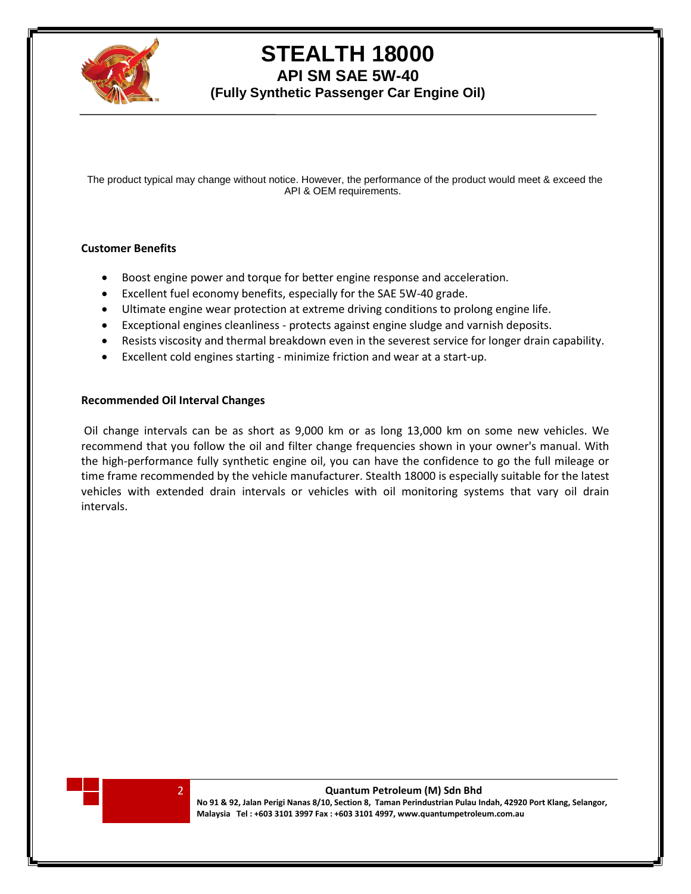# STEALTH 18000

## API SM SAE 5W-40

### (Fully Synthetic Passenger Car Engine Oil)

The product typical may change without notice. However, the performance of the product would meet & exceed the API & OEM requirements.

**Customer Benefits**

- Boost engine power and torque for better engine response and acceleration.
- Excellent fuel economy benefits, especially for the SAE 5W-40 grade.
- Ultimate engine wear protection at extreme driving conditions to prolong engine life.
- Exceptional engines cleanliness - protects against engine sludge and varnish deposits.
- Resists viscosity and thermal breakdown even in the severest service for longer drain capability.
- Excellent cold engines starting - minimize friction and wear at a start-up.

**Recommended Oil Interval Changes**

Oil change intervals can be as short as 9,000 km or as long 13,000 km on some new vehicles. We recommend that you follow the oil and filter change frequencies shown in your owner's manual. With the high-performance fully synthetic engine oil, you can have the confidence to go the full mileage or time frame recommended by the vehicle manufacturer. Stealth 18000 is especially suitable for the latest vehicles with extended drain intervals or vehicles with oil monitoring systems that vary oil drain intervals.

**Quantum Petroleum (M) Sdn Bhd**

**No 91 & 92, Jalan Perigi Nanas 8/10, Section 8, Taman Perindustrian Pulau Indah, 42920 Port Klang, Selangor, Malaysia Tel : +603 3101 3997 Fax : +603 3101 4997, www.quantumpetroleum.com.au**